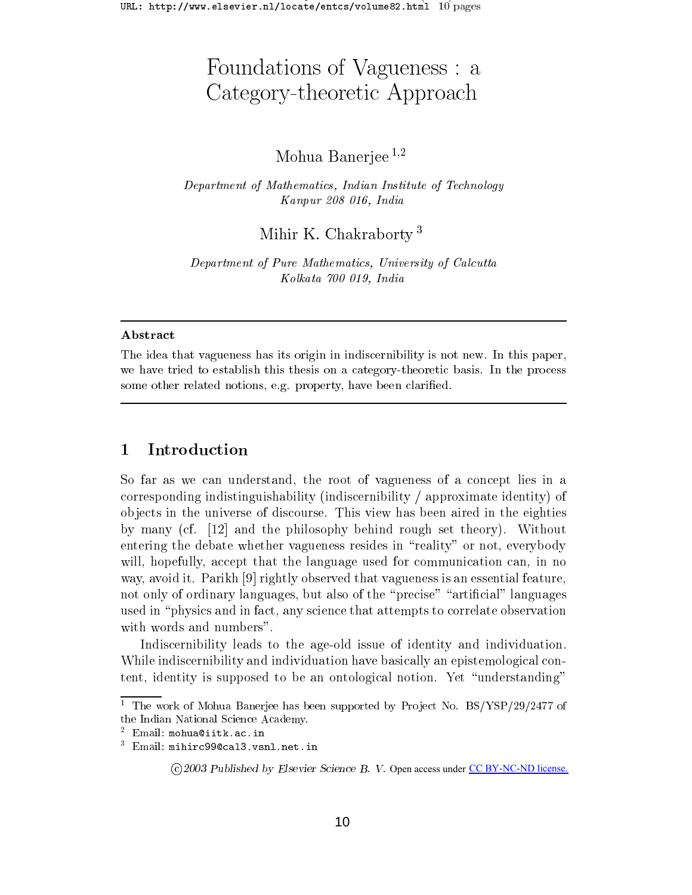# Foundations of Vagueness : a Category-theoretic Approach

Mohua Banerjee [1,2]

*Department of Mathematics, Indian Institute of Technology*
*Kanpur 208 016, India*

Mihir K. Chakraborty [3]

*Department of Pure Mathematics, University of Calcutta*
*Kolkata 700 019, India*

---

**Abstract**

The idea that vagueness has its origin in indiscernibility is not new. In this paper, we have tried to establish this thesis on a category-theoretic basis. In the process some other related notions, e.g. property, have been clarified.

---

## 1 Introduction

So far as we can understand, the root of vagueness of a concept lies in a corresponding indistinguishability (indiscernibility / approximate identity) of objects in the universe of discourse. This view has been aired in the eighties by many (cf. [12] and the philosophy behind rough set theory). Without entering the debate whether vagueness resides in "reality" or not, everybody will, hopefully, accept that the language used for communication can, in no way, avoid it. Parikh [9] rightly observed that vagueness is an essential feature, not only of ordinary languages, but also of the "precise" "artificial" languages used in "physics and in fact, any science that attempts to correlate observation with words and numbers".

Indiscernibility leads to the age-old issue of identity and individuation. While indiscernibility and individuation have basically an epistemological content, identity is supposed to be an ontological notion. Yet "understanding"

---

[1] The work of Mohua Banerjee has been supported by Project No. BS/YSP/29/2477 of the Indian National Science Academy.

[2] Email: mohua@iitk.ac.in

[3] Email: mihirc99@cal3.vsnl.net.in

©2003 Published by Elsevier Science B. V. Open access under CC BY-NC-ND license.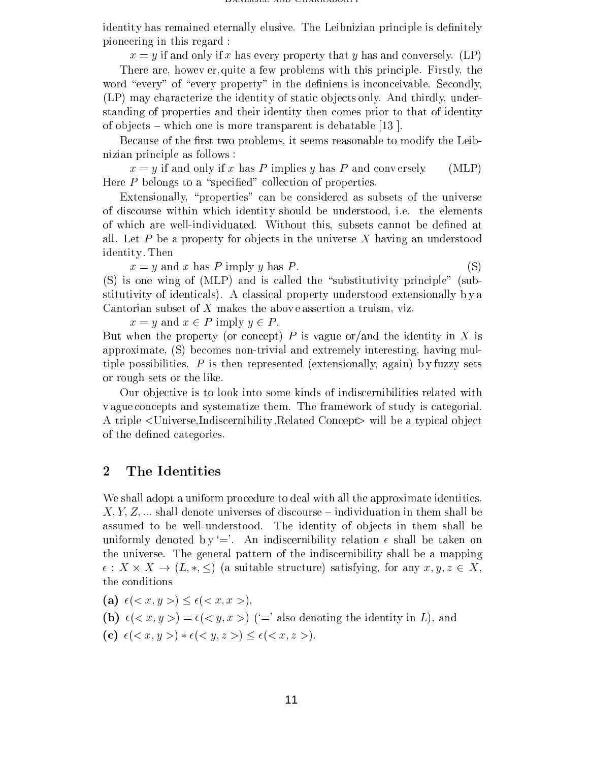identity has remained eternally elusive. The Leibnizian principle is definitely pioneering in this regard :

$x = y$ if and only if $x$ has every property that $y$ has and conversely. (LP)

There are, however, quite a few problems with this principle. Firstly, the word "every" of "every property" in the definiens is inconceivable. Secondly, (LP) may characterize the identity of static objects only. And thirdly, understanding of properties and their identity then comes prior to that of identity of objects – which one is more transparent is debatable [13].

Because of the first two problems, it seems reasonable to modify the Leibnizian principle as follows :

$x = y$ if and only if $x$ has $P$ implies $y$ has $P$ and conversely. (MLP)

Here $P$ belongs to a "specified" collection of properties.

Extensionally, "properties" can be considered as subsets of the universe of discourse within which identity should be understood, i.e. the elements of which are well-individuated. Without this, subsets cannot be defined at all. Let $P$ be a property for objects in the universe $X$ having an understood identity. Then

$x = y$ and $x$ has $P$ imply $y$ has $P$. (S)

(S) is one wing of (MLP) and is called the "substitutivity principle" (substitutivity of identicals). A classical property understood extensionally by a Cantorian subset of $X$ makes the above assertion a truism, viz.

$x = y$ and $x \in P$ imply $y \in P$.

But when the property (or concept) $P$ is vague or/and the identity in $X$ is approximate, (S) becomes non-trivial and extremely interesting, having multiple possibilities. $P$ is then represented (extensionally, again) by fuzzy sets or rough sets or the like.

Our objective is to look into some kinds of indiscernibilities related with vague concepts and systematize them. The framework of study is categorial. A triple <Universe,Indiscernibility,Related Concept> will be a typical object of the defined categories.

## 2 The Identities

We shall adopt a uniform procedure to deal with all the approximate identities. $X, Y, Z, \ldots$ shall denote universes of discourse – individuation in them shall be assumed to be well-understood. The identity of objects in them shall be uniformly denoted by '='. An indiscernibility relation $\epsilon$ shall be taken on the universe. The general pattern of the indiscernibility shall be a mapping $\epsilon : X \times X \to (L, *, \leq)$ (a suitable structure) satisfying, for any $x, y, z \in X$, the conditions

**(a)** $\epsilon(<x, y>) \leq \epsilon(<x, x>)$,

**(b)** $\epsilon(<x, y>) = \epsilon(<y, x>)$ ('=' also denoting the identity in $L$), and

**(c)** $\epsilon(<x, y>) * \epsilon(<y, z>) \leq \epsilon(<x, z>)$.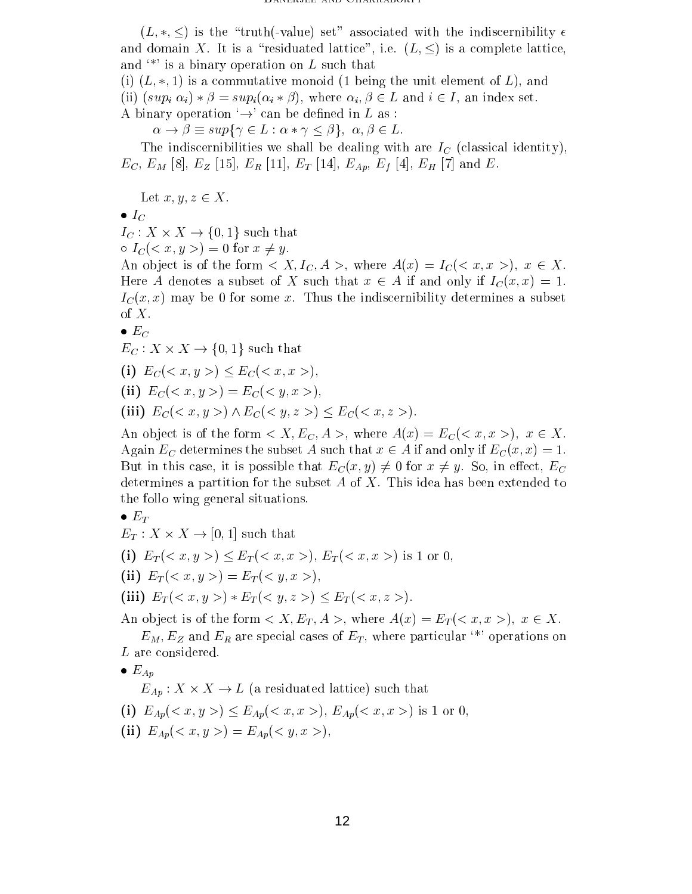$(L, *, \leq)$ is the "truth(-value) set" associated with the indiscernibility $\epsilon$ and domain $X$. It is a "residuated lattice", i.e. $(L, \leq)$ is a complete lattice, and '$*$' is a binary operation on $L$ such that
(i) $(L, *, 1)$ is a commutative monoid (1 being the unit element of $L$), and
(ii) $(sup_i\ \alpha_i) * \beta = sup_i(\alpha_i * \beta)$, where $\alpha_i, \beta \in L$ and $i \in I$, an index set.
A binary operation '$\rightarrow$' can be defined in $L$ as :

$\alpha \rightarrow \beta \equiv sup\{\gamma \in L : \alpha * \gamma \leq \beta\},\ \alpha, \beta \in L.$

The indiscernibilities we shall be dealing with are $I_C$ (classical identity), $E_C$, $E_M$ [8], $E_Z$ [15], $E_R$ [11], $E_T$ [14], $E_{Ap}$, $E_f$ [4], $E_H$ [7] and $E$.

Let $x, y, z \in X$.

- $I_C$

$I_C : X \times X \rightarrow \{0, 1\}$ such that
◦ $I_C(<x, y>) = 0$ for $x \neq y$.
An object is of the form $<X, I_C, A>$, where $A(x) = I_C(<x, x>),\ x \in X$. Here $A$ denotes a subset of $X$ such that $x \in A$ if and only if $I_C(x, x) = 1$. $I_C(x, x)$ may be 0 for some $x$. Thus the indiscernibility determines a subset of $X$.

- $E_C$

$E_C : X \times X \rightarrow \{0, 1\}$ such that

**(i)** $E_C(<x, y>) \leq E_C(<x, x>)$,

**(ii)** $E_C(<x, y>) = E_C(<y, x>)$,

**(iii)** $E_C(<x, y>) \wedge E_C(<y, z>) \leq E_C(<x, z>)$.

An object is of the form $<X, E_C, A>$, where $A(x) = E_C(<x, x>),\ x \in X$. Again $E_C$ determines the subset $A$ such that $x \in A$ if and only if $E_C(x, x) = 1$. But in this case, it is possible that $E_C(x, y) \neq 0$ for $x \neq y$. So, in effect, $E_C$ determines a partition for the subset $A$ of $X$. This idea has been extended to the follo wing general situations.

- $E_T$

$E_T : X \times X \rightarrow [0, 1]$ such that

**(i)** $E_T(<x, y>) \leq E_T(<x, x>)$, $E_T(<x, x>)$ is 1 or 0,

**(ii)** $E_T(<x, y>) = E_T(<y, x>)$,

**(iii)** $E_T(<x, y>) * E_T(<y, z>) \leq E_T(<x, z>)$.

An object is of the form $<X, E_T, A>$, where $A(x) = E_T(<x, x>),\ x \in X$.

$E_M$, $E_Z$ and $E_R$ are special cases of $E_T$, where particular '$*$' operations on $L$ are considered.

- $E_{Ap}$

$E_{Ap} : X \times X \rightarrow L$ (a residuated lattice) such that

**(i)** $E_{Ap}(<x, y>) \leq E_{Ap}(<x, x>)$, $E_{Ap}(<x, x>)$ is 1 or 0,

**(ii)** $E_{Ap}(<x, y>) = E_{Ap}(<y, x>)$,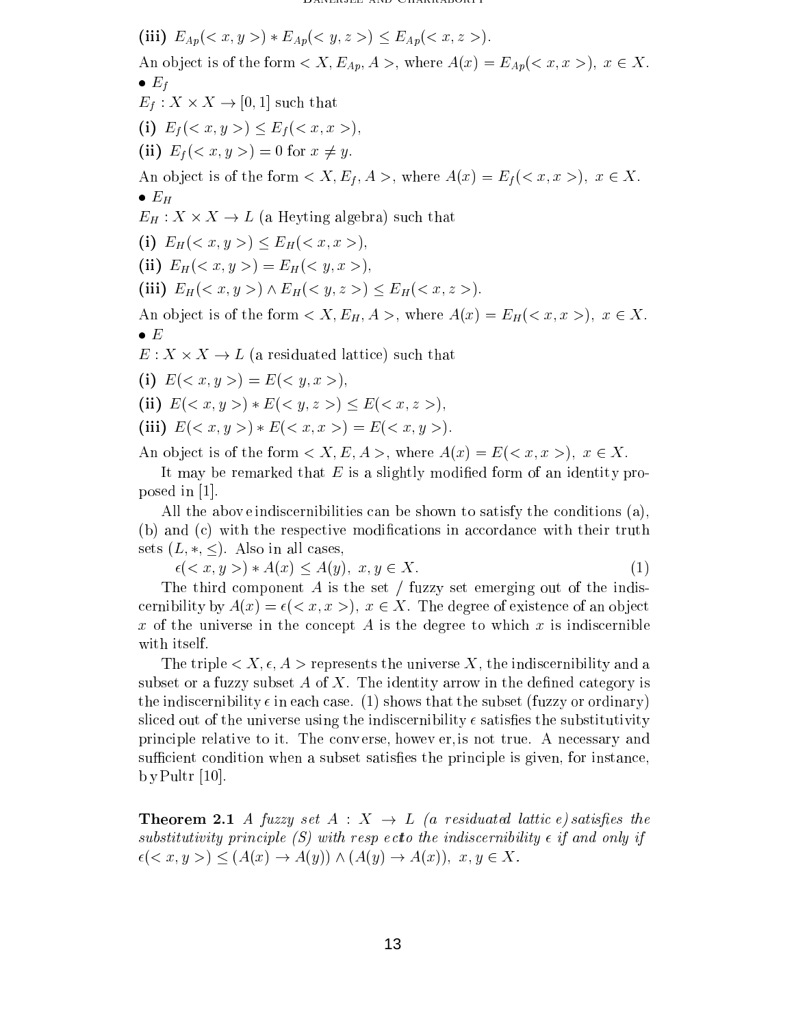**(iii)** $E_{Ap}(< x, y >) * E_{Ap}(< y, z >) \leq E_{Ap}(< x, z >)$.

An object is of the form $< X, E_{Ap}, A >$, where $A(x) = E_{Ap}(< x, x >)$, $x \in X$.

- $E_f$

$E_f : X \times X \to [0, 1]$ such that

**(i)** $E_f(< x, y >) \leq E_f(< x, x >)$,

**(ii)** $E_f(< x, y >) = 0$ for $x \neq y$.

An object is of the form $< X, E_f, A >$, where $A(x) = E_f(< x, x >)$, $x \in X$.

- $E_H$

$E_H : X \times X \to L$ (a Heyting algebra) such that

**(i)** $E_H(< x, y >) \leq E_H(< x, x >)$,

**(ii)** $E_H(< x, y >) = E_H(< y, x >)$,

**(iii)** $E_H(< x, y >) \wedge E_H(< y, z >) \leq E_H(< x, z >)$.

An object is of the form $< X, E_H, A >$, where $A(x) = E_H(< x, x >)$, $x \in X$.

- $E$

$E : X \times X \to L$ (a residuated lattice) such that

**(i)** $E(< x, y >) = E(< y, x >)$,

**(ii)** $E(< x, y >) * E(< y, z >) \leq E(< x, z >)$,

**(iii)** $E(< x, y >) * E(< x, x >) = E(< x, y >)$.

An object is of the form $< X, E, A >$, where $A(x) = E(< x, x >)$, $x \in X$.

It may be remarked that $E$ is a slightly modified form of an identity proposed in [1].

All the above indiscernibilities can be shown to satisfy the conditions (a), (b) and (c) with the respective modifications in accordance with their truth sets $(L, *, \leq)$. Also in all cases,

$$\epsilon(< x, y >) * A(x) \leq A(y), \ x, y \in X. \tag{1}$$

The third component $A$ is the set / fuzzy set emerging out of the indiscernibility by $A(x) = \epsilon(< x, x >)$, $x \in X$. The degree of existence of an object $x$ of the universe in the concept $A$ is the degree to which $x$ is indiscernible with itself.

The triple $< X, \epsilon, A >$ represents the universe $X$, the indiscernibility and a subset or a fuzzy subset $A$ of $X$. The identity arrow in the defined category is the indiscernibility $\epsilon$ in each case. (1) shows that the subset (fuzzy or ordinary) sliced out of the universe using the indiscernibility $\epsilon$ satisfies the substitutivity principle relative to it. The converse, however, is not true. A necessary and sufficient condition when a subset satisfies the principle is given, for instance, by Pultr [10].

**Theorem 2.1** *A fuzzy set $A : X \to L$ (a residuated lattice) satisfies the substitutivity principle (S) with respect to the indiscernibility $\epsilon$ if and only if $\epsilon(< x, y >) \leq (A(x) \to A(y)) \wedge (A(y) \to A(x))$, $x, y \in X$.*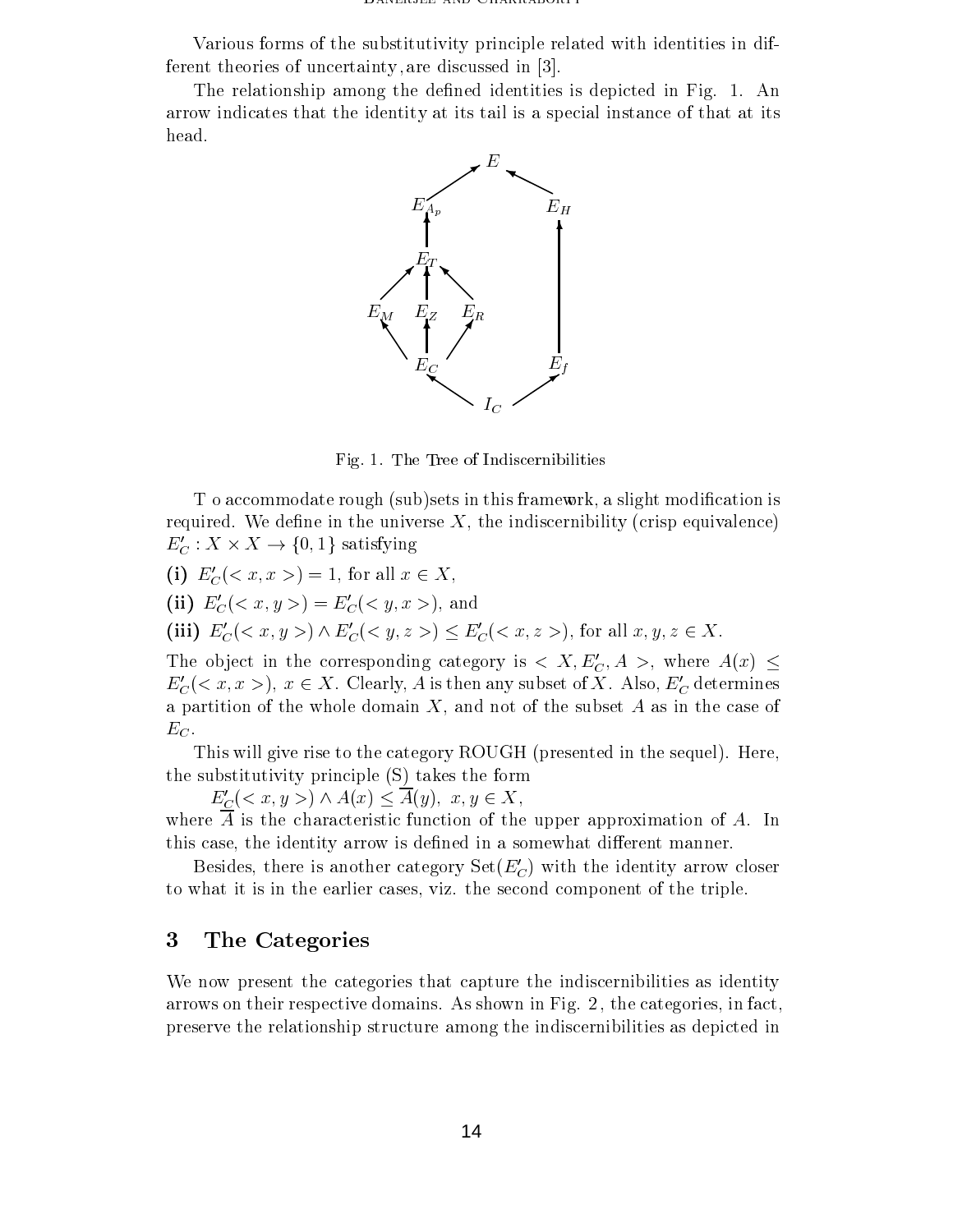Various forms of the substitutivity principle related with identities in different theories of uncertainty, are discussed in [3].

The relationship among the defined identities is depicted in Fig. 1. An arrow indicates that the identity at its tail is a special instance of that at its head.

Fig. 1. The Tree of Indiscernibilities

To accommodate rough (sub)sets in this framework, a slight modification is required. We define in the universe $X$, the indiscernibility (crisp equivalence) $E'_C : X \times X \to \{0, 1\}$ satisfying

**(i)** $E'_C(< x, x >) = 1$, for all $x \in X$,

**(ii)** $E'_C(< x, y >) = E'_C(< y, x >)$, and

**(iii)** $E'_C(< x, y >) \wedge E'_C(< y, z >) \leq E'_C(< x, z >)$, for all $x, y, z \in X$.

The object in the corresponding category is $< X, E'_C, A >$, where $A(x) \leq E'_C(< x, x >)$, $x \in X$. Clearly, $A$ is then any subset of $X$. Also, $E'_C$ determines a partition of the whole domain $X$, and not of the subset $A$ as in the case of $E_C$.

This will give rise to the category ROUGH (presented in the sequel). Here, the substitutivity principle (S) takes the form

$$E'_C(< x, y >) \wedge A(x) \leq \overline{A}(y),\ x, y \in X,$$

where $\overline{A}$ is the characteristic function of the upper approximation of $A$. In this case, the identity arrow is defined in a somewhat different manner.

Besides, there is another category Set($E'_C$) with the identity arrow closer to what it is in the earlier cases, viz. the second component of the triple.

## 3 The Categories

We now present the categories that capture the indiscernibilities as identity arrows on their respective domains. As shown in Fig. 2, the categories, in fact, preserve the relationship structure among the indiscernibilities as depicted in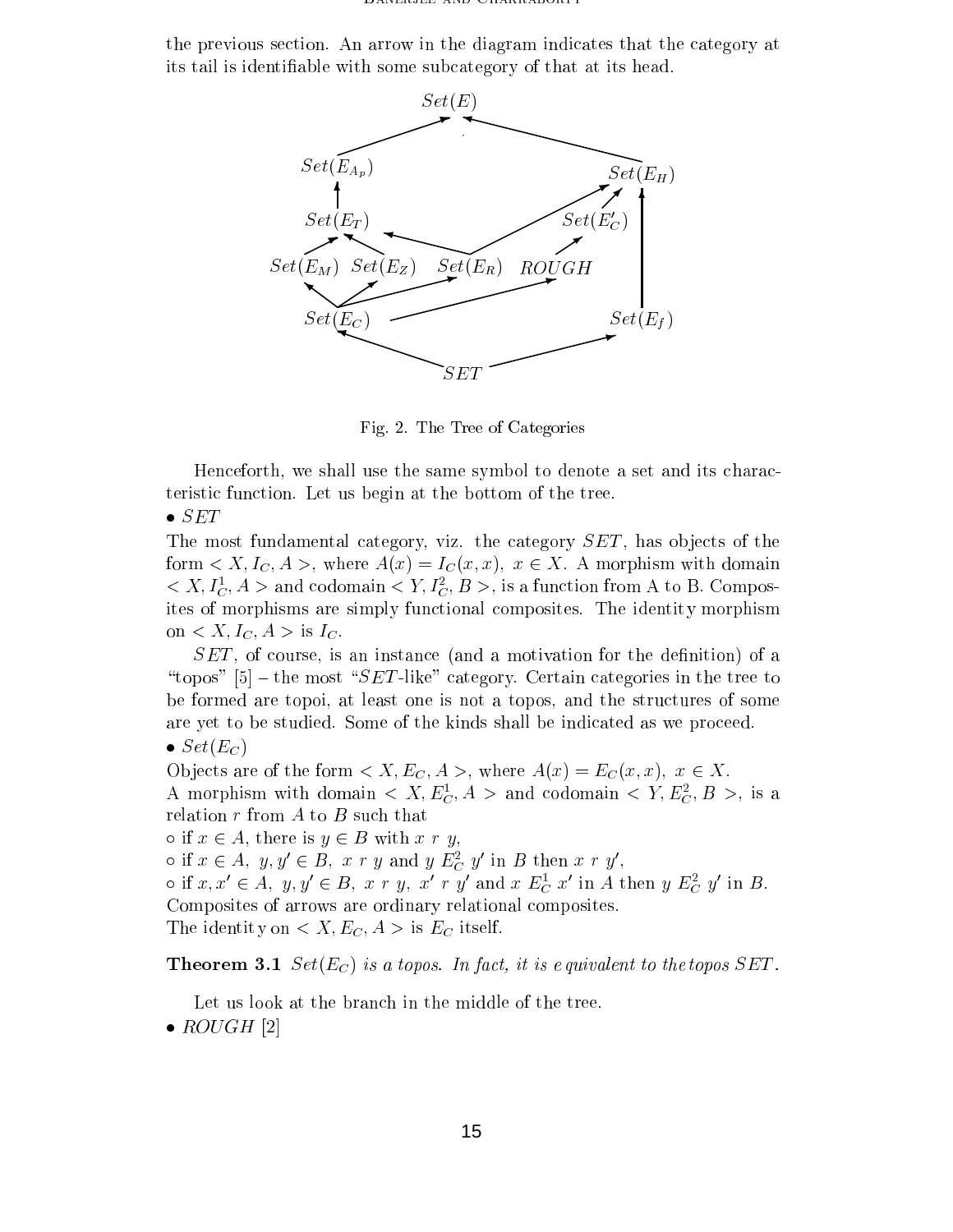the previous section. An arrow in the diagram indicates that the category at its tail is identifiable with some subcategory of that at its head.

Fig. 2. The Tree of Categories

Henceforth, we shall use the same symbol to denote a set and its characteristic function. Let us begin at the bottom of the tree.

• $SET$

The most fundamental category, viz. the category $SET$, has objects of the form $< X, I_C, A >$, where $A(x) = I_C(x, x),\ x \in X$. A morphism with domain $< X, I_C^1, A >$ and codomain $< Y, I_C^2, B >$, is a function from A to B. Composites of morphisms are simply functional composites. The identity morphism on $< X, I_C, A >$ is $I_C$.

$SET$, of course, is an instance (and a motivation for the definition) of a "topos" [5] – the most "$SET$-like" category. Certain categories in the tree to be formed are topoi, at least one is not a topos, and the structures of some are yet to be studied. Some of the kinds shall be indicated as we proceed.

• $Set(E_C)$

Objects are of the form $< X, E_C, A >$, where $A(x) = E_C(x, x),\ x \in X$.
A morphism with domain $< X, E_C^1, A >$ and codomain $< Y, E_C^2, B >$, is a relation $r$ from $A$ to $B$ such that

∘ if $x \in A$, there is $y \in B$ with $x\ r\ y$,
∘ if $x \in A,\ y, y' \in B,\ x\ r\ y$ and $y\ E_C^2\ y'$ in $B$ then $x\ r\ y'$,
∘ if $x, x' \in A,\ y, y' \in B,\ x\ r\ y,\ x'\ r\ y'$ and $x\ E_C^1\ x'$ in $A$ then $y\ E_C^2\ y'$ in $B$.

Composites of arrows are ordinary relational composites.
The identity on $< X, E_C, A >$ is $E_C$ itself.

**Theorem 3.1** *$Set(E_C)$ is a topos. In fact, it is equivalent to the topos $SET$.*

Let us look at the branch in the middle of the tree.

• *ROUGH* [2]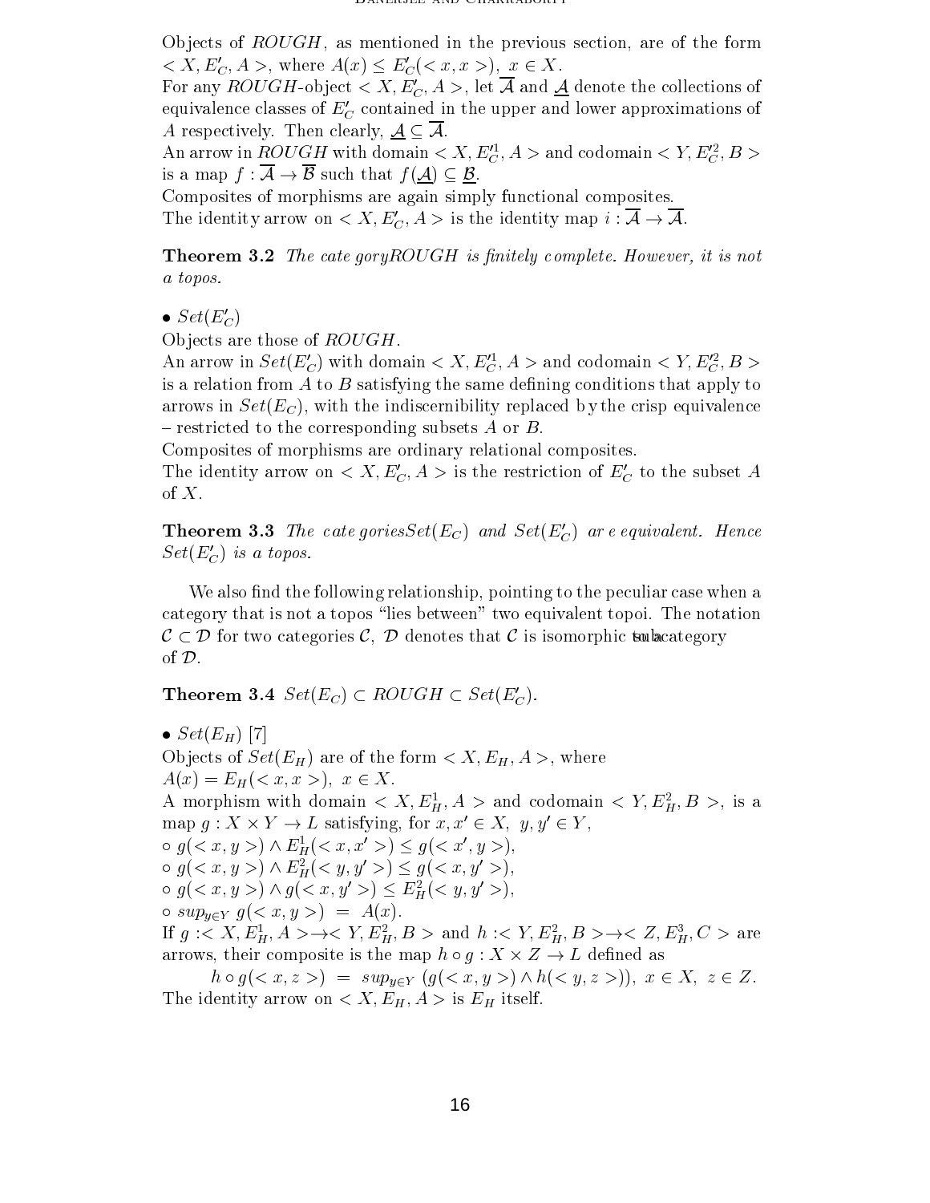Objects of $ROUGH$, as mentioned in the previous section, are of the form $< X, E'_C, A >$, where $A(x) \leq E'_C(< x, x >),\ x \in X$.
For any $ROUGH$-object $< X, E'_C, A >$, let $\overline{\mathcal{A}}$ and $\underline{\mathcal{A}}$ denote the collections of equivalence classes of $E'_C$ contained in the upper and lower approximations of $A$ respectively. Then clearly, $\underline{\mathcal{A}} \subseteq \overline{\mathcal{A}}$.
An arrow in $ROUGH$ with domain $< X, E'^1_C, A >$ and codomain $< Y, E'^2_C, B >$ is a map $f : \overline{\mathcal{A}} \to \overline{\mathcal{B}}$ such that $f(\underline{\mathcal{A}}) \subseteq \underline{\mathcal{B}}$.
Composites of morphisms are again simply functional composites.
The identity arrow on $< X, E'_C, A >$ is the identity map $i : \overline{\mathcal{A}} \to \overline{\mathcal{A}}$.

**Theorem 3.2** *The category $ROUGH$ is finitely complete. However, it is not a topos.*

- $Set(E'_C)$

Objects are those of $ROUGH$.
An arrow in $Set(E'_C)$ with domain $< X, E'^1_C, A >$ and codomain $< Y, E'^2_C, B >$ is a relation from $A$ to $B$ satisfying the same defining conditions that apply to arrows in $Set(E_C)$, with the indiscernibility replaced by the crisp equivalence – restricted to the corresponding subsets $A$ or $B$.
Composites of morphisms are ordinary relational composites.
The identity arrow on $< X, E'_C, A >$ is the restriction of $E'_C$ to the subset $A$ of $X$.

**Theorem 3.3** *The categories $Set(E_C)$ and $Set(E'_C)$ are equivalent. Hence $Set(E'_C)$ is a topos.*

We also find the following relationship, pointing to the peculiar case when a category that is not a topos "lies between" two equivalent topoi. The notation $\mathcal{C} \subset \mathcal{D}$ for two categories $\mathcal{C}$, $\mathcal{D}$ denotes that $\mathcal{C}$ is isomorphic to a subcategory of $\mathcal{D}$.

**Theorem 3.4** $Set(E_C) \subset ROUGH \subset Set(E'_C)$.

- $Set(E_H)$ [7]

Objects of $Set(E_H)$ are of the form $< X, E_H, A >$, where
$A(x) = E_H(< x, x >),\ x \in X$.
A morphism with domain $< X, E^1_H, A >$ and codomain $< Y, E^2_H, B >$, is a map $g : X \times Y \to L$ satisfying, for $x, x' \in X,\ y, y' \in Y$,
- $g(< x, y >) \wedge E^1_H(< x, x' >) \leq g(< x', y >)$,
- $g(< x, y >) \wedge E^2_H(< y, y' >) \leq g(< x, y' >)$,
- $g(< x, y >) \wedge g(< x, y' >) \leq E^2_H(< y, y' >)$,
- $sup_{y \in Y}\ g(< x, y >) = A(x)$.

If $g :< X, E^1_H, A > \to < Y, E^2_H, B >$ and $h :< Y, E^2_H, B > \to < Z, E^3_H, C >$ are arrows, their composite is the map $h \circ g : X \times Z \to L$ defined as

$$h \circ g(< x, z >) = sup_{y \in Y}\ (g(< x, y >) \wedge h(< y, z >)),\ x \in X,\ z \in Z.$$

The identity arrow on $< X, E_H, A >$ is $E_H$ itself.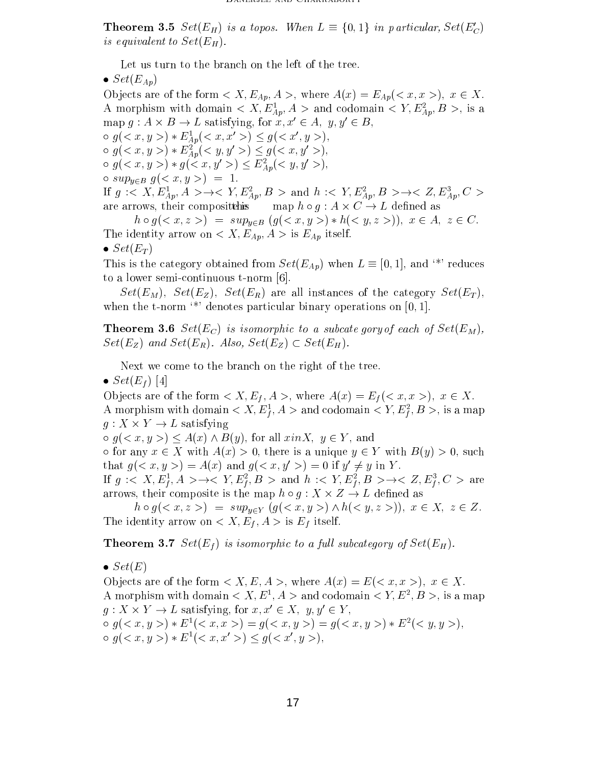**Theorem 3.5** *$Set(E_H)$ is a topos. When $L \equiv \{0,1\}$ in particular, $Set(E'_C)$ is equivalent to $Set(E_H)$.*

Let us turn to the branch on the left of the tree.

- $Set(E_{Ap})$

Objects are of the form $< X, E_{Ap}, A >$, where $A(x) = E_{Ap}(< x, x >)$, $x \in X$. A morphism with domain $< X, E^1_{Ap}, A >$ and codomain $< Y, E^2_{Ap}, B >$, is a map $g : A \times B \to L$ satisfying, for $x, x' \in A$, $y, y' \in B$,

- $g(< x, y >) * E^1_{Ap}(< x, x' >) \leq g(< x', y >)$,
- $g(< x, y >) * E^2_{Ap}(< y, y' >) \leq g(< x, y' >)$,
- $g(< x, y >) * g(< x, y' >) \leq E^2_{Ap}(< y, y' >)$,
- $sup_{y \in B}\ g(< x, y >) = 1$.

If $g :< X, E^1_{Ap}, A > \to < Y, E^2_{Ap}, B >$ and $h :< Y, E^2_{Ap}, B > \to < Z, E^3_{Ap}, C >$ are arrows, their compositethis map $h \circ g : A \times C \to L$ defined as

$$h \circ g(< x, z >) = sup_{y \in B}\ (g(< x, y >) * h(< y, z >)),\ x \in A,\ z \in C.$$

The identity arrow on $< X, E_{Ap}, A >$ is $E_{Ap}$ itself.

- $Set(E_T)$

This is the category obtained from $Set(E_{Ap})$ when $L \equiv [0,1]$, and '$*$' reduces to a lower semi-continuous t-norm [6].

$Set(E_M)$, $Set(E_Z)$, $Set(E_R)$ are all instances of the category $Set(E_T)$, when the t-norm '$*$' denotes particular binary operations on $[0,1]$.

**Theorem 3.6** *$Set(E_C)$ is isomorphic to a subcategory of each of $Set(E_M)$, $Set(E_Z)$ and $Set(E_R)$. Also, $Set(E_Z) \subset Set(E_H)$.*

Next we come to the branch on the right of the tree.

- $Set(E_f)$ [4]

Objects are of the form $< X, E_f, A >$, where $A(x) = E_f(< x, x >)$, $x \in X$. A morphism with domain $< X, E^1_f, A >$ and codomain $< Y, E^2_f, B >$, is a map $g : X \times Y \to L$ satisfying

- $g(< x, y >) \leq A(x) \wedge B(y)$, for all $xinX$, $y \in Y$, and
- for any $x \in X$ with $A(x) > 0$, there is a unique $y \in Y$ with $B(y) > 0$, such that $g(< x, y >) = A(x)$ and $g(< x, y' >) = 0$ if $y' \neq y$ in $Y$.

If $g :< X, E^1_f, A > \to < Y, E^2_f, B >$ and $h :< Y, E^2_f, B > \to < Z, E^3_f, C >$ are arrows, their composite is the map $h \circ g : X \times Z \to L$ defined as

$$h \circ g(< x, z >) = sup_{y \in Y}\ (g(< x, y >) \wedge h(< y, z >)),\ x \in X,\ z \in Z.$$

The identity arrow on $< X, E_f, A >$ is $E_f$ itself.

**Theorem 3.7** *$Set(E_f)$ is isomorphic to a full subcategory of $Set(E_H)$.*

- $Set(E)$

Objects are of the form $< X, E, A >$, where $A(x) = E(< x, x >)$, $x \in X$. A morphism with domain $< X, E^1, A >$ and codomain $< Y, E^2, B >$, is a map $g : X \times Y \to L$ satisfying, for $x, x' \in X$, $y, y' \in Y$,

- $g(< x, y >) * E^1(< x, x >) = g(< x, y >) = g(< x, y >) * E^2(< y, y >)$,
- $g(< x, y >) * E^1(< x, x' >) \leq g(< x', y >)$,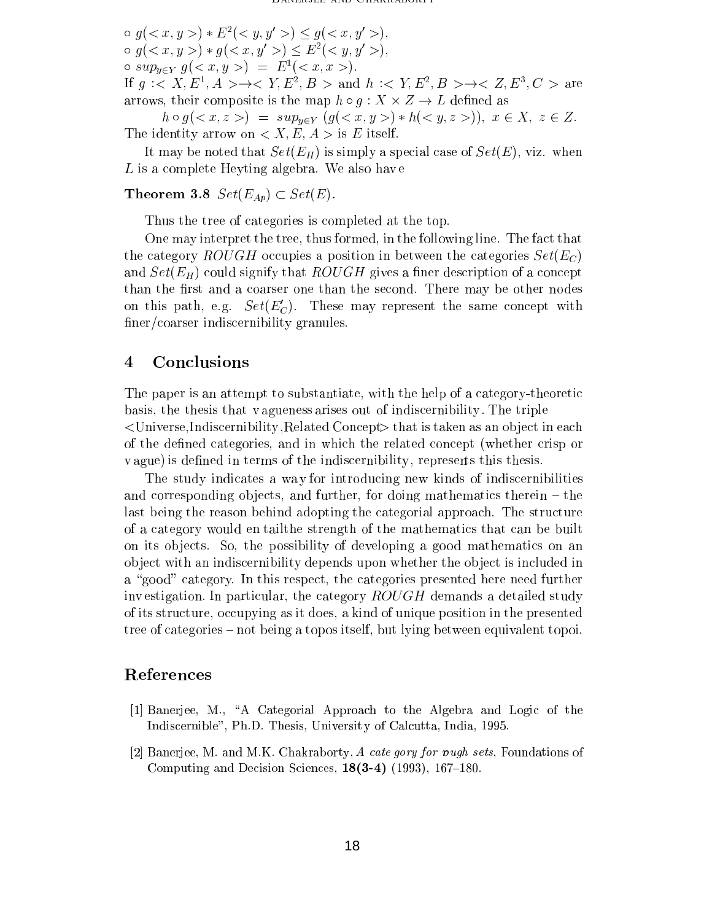∘ $g(<x, y>) * E^2(<y, y'>) \leq g(<x, y'>)$,

∘ $g(<x, y>) * g(<x, y'>) \leq E^2(<y, y'>)$,

∘ $sup_{y \in Y}\ g(<x, y>) = E^1(<x, x>)$.

If $g :< X, E^1, A > \rightarrow < Y, E^2, B >$ and $h :< Y, E^2, B > \rightarrow < Z, E^3, C >$ are arrows, their composite is the map $h \circ g : X \times Z \rightarrow L$ defined as

$$h \circ g(<x, z>) = sup_{y \in Y}\ (g(<x, y>) * h(<y, z>)),\ x \in X,\ z \in Z.$$

The identity arrow on $< X, E, A >$ is $E$ itself.

It may be noted that $Set(E_H)$ is simply a special case of $Set(E)$, viz. when $L$ is a complete Heyting algebra. We also have

**Theorem 3.8** $Set(E_{Ap}) \subset Set(E)$.

Thus the tree of categories is completed at the top.

One may interpret the tree, thus formed, in the following line. The fact that the category $ROUGH$ occupies a position in between the categories $Set(E_C)$ and $Set(E_H)$ could signify that $ROUGH$ gives a finer description of a concept than the first and a coarser one than the second. There may be other nodes on this path, e.g. $Set(E'_C)$. These may represent the same concept with finer/coarser indiscernibility granules.

## 4 Conclusions

The paper is an attempt to substantiate, with the help of a category-theoretic basis, the thesis that vagueness arises out of indiscernibility. The triple <Universe,Indiscernibility,Related Concept> that is taken as an object in each of the defined categories, and in which the related concept (whether crisp or vague) is defined in terms of the indiscernibility, represents this thesis.

The study indicates a way for introducing new kinds of indiscernibilities and corresponding objects, and further, for doing mathematics therein – the last being the reason behind adopting the categorial approach. The structure of a category would entail the strength of the mathematics that can be built on its objects. So, the possibility of developing a good mathematics on an object with an indiscernibility depends upon whether the object is included in a "good" category. In this respect, the categories presented here need further investigation. In particular, the category $ROUGH$ demands a detailed study of its structure, occupying as it does, a kind of unique position in the presented tree of categories – not being a topos itself, but lying between equivalent topoi.

## References

[1] Banerjee, M., "A Categorial Approach to the Algebra and Logic of the Indiscernible", Ph.D. Thesis, University of Calcutta, India, 1995.

[2] Banerjee, M. and M.K. Chakraborty, *A category for rough sets*, Foundations of Computing and Decision Sciences, **18(3-4)** (1993), 167–180.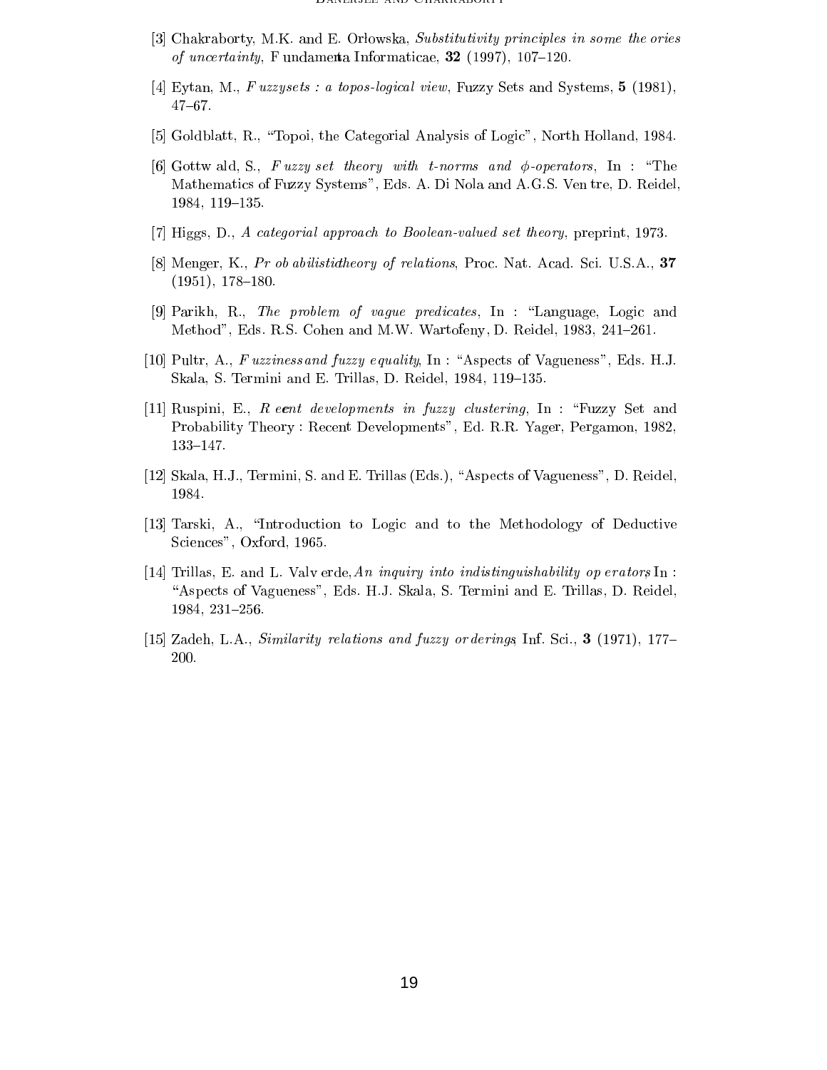[3] Chakraborty, M.K. and E. Orłowska, *Substitutivity principles in some theories of uncertainty*, Fundamenta Informaticae, **32** (1997), 107–120.

[4] Eytan, M., *Fuzzy sets : a topos-logical view*, Fuzzy Sets and Systems, **5** (1981), 47–67.

[5] Goldblatt, R., "Topoi, the Categorial Analysis of Logic", North Holland, 1984.

[6] Gottwald, S., *Fuzzy set theory with t-norms and $\phi$-operators*, In : "The Mathematics of Fuzzy Systems", Eds. A. Di Nola and A.G.S. Ventre, D. Reidel, 1984, 119–135.

[7] Higgs, D., *A categorial approach to Boolean-valued set theory*, preprint, 1973.

[8] Menger, K., *Probabilistic theory of relations*, Proc. Nat. Acad. Sci. U.S.A., **37** (1951), 178–180.

[9] Parikh, R., *The problem of vague predicates*, In : "Language, Logic and Method", Eds. R.S. Cohen and M.W. Wartofeny, D. Reidel, 1983, 241–261.

[10] Pultr, A., *Fuzziness and fuzzy equality*, In : "Aspects of Vagueness", Eds. H.J. Skala, S. Termini and E. Trillas, D. Reidel, 1984, 119–135.

[11] Ruspini, E., *Recent developments in fuzzy clustering*, In : "Fuzzy Set and Probability Theory : Recent Developments", Ed. R.R. Yager, Pergamon, 1982, 133–147.

[12] Skala, H.J., Termini, S. and E. Trillas (Eds.), "Aspects of Vagueness", D. Reidel, 1984.

[13] Tarski, A., "Introduction to Logic and to the Methodology of Deductive Sciences", Oxford, 1965.

[14] Trillas, E. and L. Valverde, *An inquiry into indistinguishability operators*, In : "Aspects of Vagueness", Eds. H.J. Skala, S. Termini and E. Trillas, D. Reidel, 1984, 231–256.

[15] Zadeh, L.A., *Similarity relations and fuzzy orderings*, Inf. Sci., **3** (1971), 177–200.